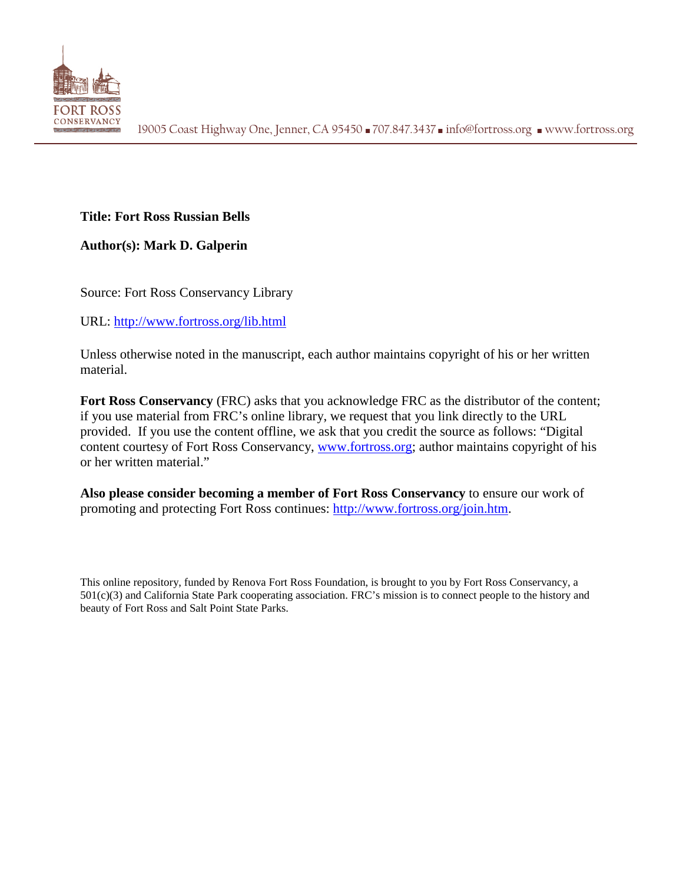FORT ROSS CONSERVANCY

19005 Coast Highway One, Jenner, CA 95450 ▪ 707.847.3437 ▪ info@fortross.org ▪ www.fortross.org

**Title: Fort Ross Russian Bells**

**Author(s): Mark D. Galperin**

Source: Fort Ross Conservancy Library

URL: http://www.fortross.org/lib.html

Unless otherwise noted in the manuscript, each author maintains copyright of his or her written material.

**Fort Ross Conservancy** (FRC) asks that you acknowledge FRC as the distributor of the content; if you use material from FRC's online library, we request that you link directly to the URL provided. If you use the content offline, we ask that you credit the source as follows: "Digital content courtesy of Fort Ross Conservancy, www.fortross.org; author maintains copyright of his or her written material."

**Also please consider becoming a member of Fort Ross Conservancy** to ensure our work of promoting and protecting Fort Ross continues: http://www.fortross.org/join.htm.

This online repository, funded by Renova Fort Ross Foundation, is brought to you by Fort Ross Conservancy, a 501(c)(3) and California State Park cooperating association. FRC's mission is to connect people to the history and beauty of Fort Ross and Salt Point State Parks.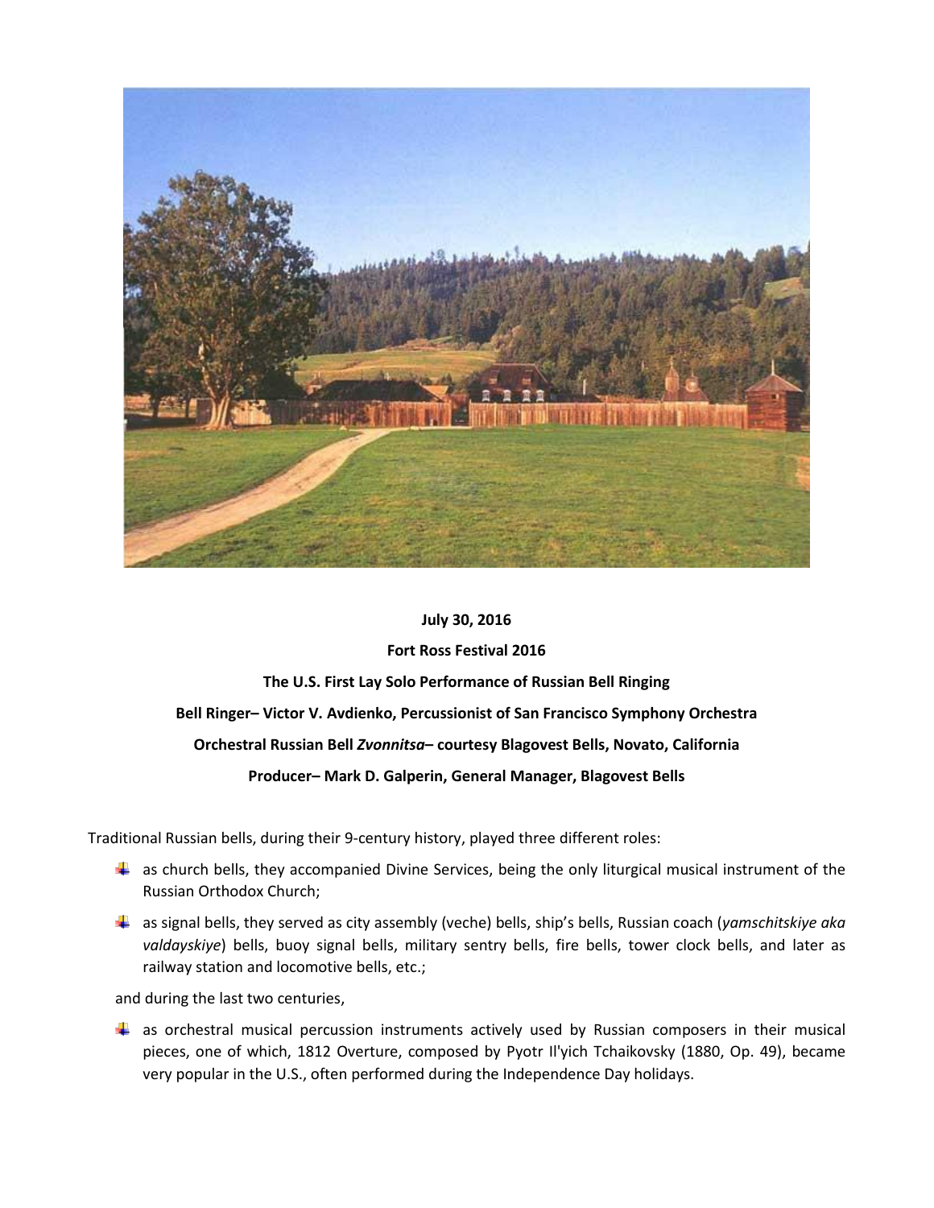**July 30, 2016**

**Fort Ross Festival 2016**

**The U.S. First Lay Solo Performance of Russian Bell Ringing**

**Bell Ringer– Victor V. Avdienko, Percussionist of San Francisco Symphony Orchestra**

**Orchestral Russian Bell *Zvonnitsa*– courtesy Blagovest Bells, Novato, California**

**Producer– Mark D. Galperin, General Manager, Blagovest Bells**

Traditional Russian bells, during their 9-century history, played three different roles:

- as church bells, they accompanied Divine Services, being the only liturgical musical instrument of the Russian Orthodox Church;
- as signal bells, they served as city assembly (veche) bells, ship's bells, Russian coach (*yamschitskiye aka valdayskiye*) bells, buoy signal bells, military sentry bells, fire bells, tower clock bells, and later as railway station and locomotive bells, etc.;

and during the last two centuries,

- as orchestral musical percussion instruments actively used by Russian composers in their musical pieces, one of which, 1812 Overture, composed by Pyotr Il'yich Tchaikovsky (1880, Op. 49), became very popular in the U.S., often performed during the Independence Day holidays.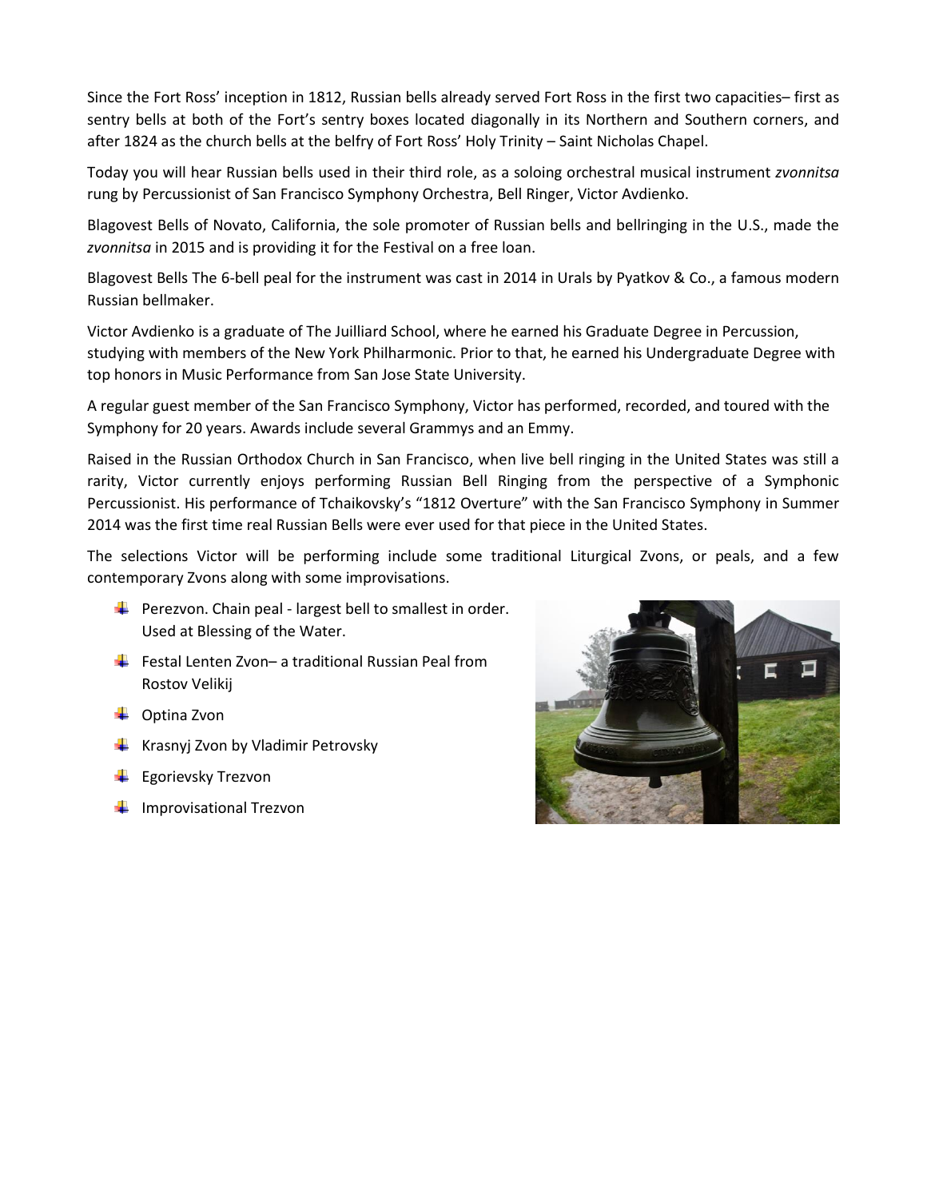Since the Fort Ross' inception in 1812, Russian bells already served Fort Ross in the first two capacities– first as sentry bells at both of the Fort's sentry boxes located diagonally in its Northern and Southern corners, and after 1824 as the church bells at the belfry of Fort Ross' Holy Trinity – Saint Nicholas Chapel.

Today you will hear Russian bells used in their third role, as a soloing orchestral musical instrument *zvonnitsa* rung by Percussionist of San Francisco Symphony Orchestra, Bell Ringer, Victor Avdienko.

Blagovest Bells of Novato, California, the sole promoter of Russian bells and bellringing in the U.S., made the *zvonnitsa* in 2015 and is providing it for the Festival on a free loan.

Blagovest Bells The 6-bell peal for the instrument was cast in 2014 in Urals by Pyatkov & Co., a famous modern Russian bellmaker.

Victor Avdienko is a graduate of The Juilliard School, where he earned his Graduate Degree in Percussion, studying with members of the New York Philharmonic. Prior to that, he earned his Undergraduate Degree with top honors in Music Performance from San Jose State University.

A regular guest member of the San Francisco Symphony, Victor has performed, recorded, and toured with the Symphony for 20 years. Awards include several Grammys and an Emmy.

Raised in the Russian Orthodox Church in San Francisco, when live bell ringing in the United States was still a rarity, Victor currently enjoys performing Russian Bell Ringing from the perspective of a Symphonic Percussionist. His performance of Tchaikovsky's "1812 Overture" with the San Francisco Symphony in Summer 2014 was the first time real Russian Bells were ever used for that piece in the United States.

The selections Victor will be performing include some traditional Liturgical Zvons, or peals, and a few contemporary Zvons along with some improvisations.

- Perezvon. Chain peal - largest bell to smallest in order. Used at Blessing of the Water.
- Festal Lenten Zvon– a traditional Russian Peal from Rostov Velikij
- Optina Zvon
- Krasnyj Zvon by Vladimir Petrovsky
- Egorievsky Trezvon
- Improvisational Trezvon